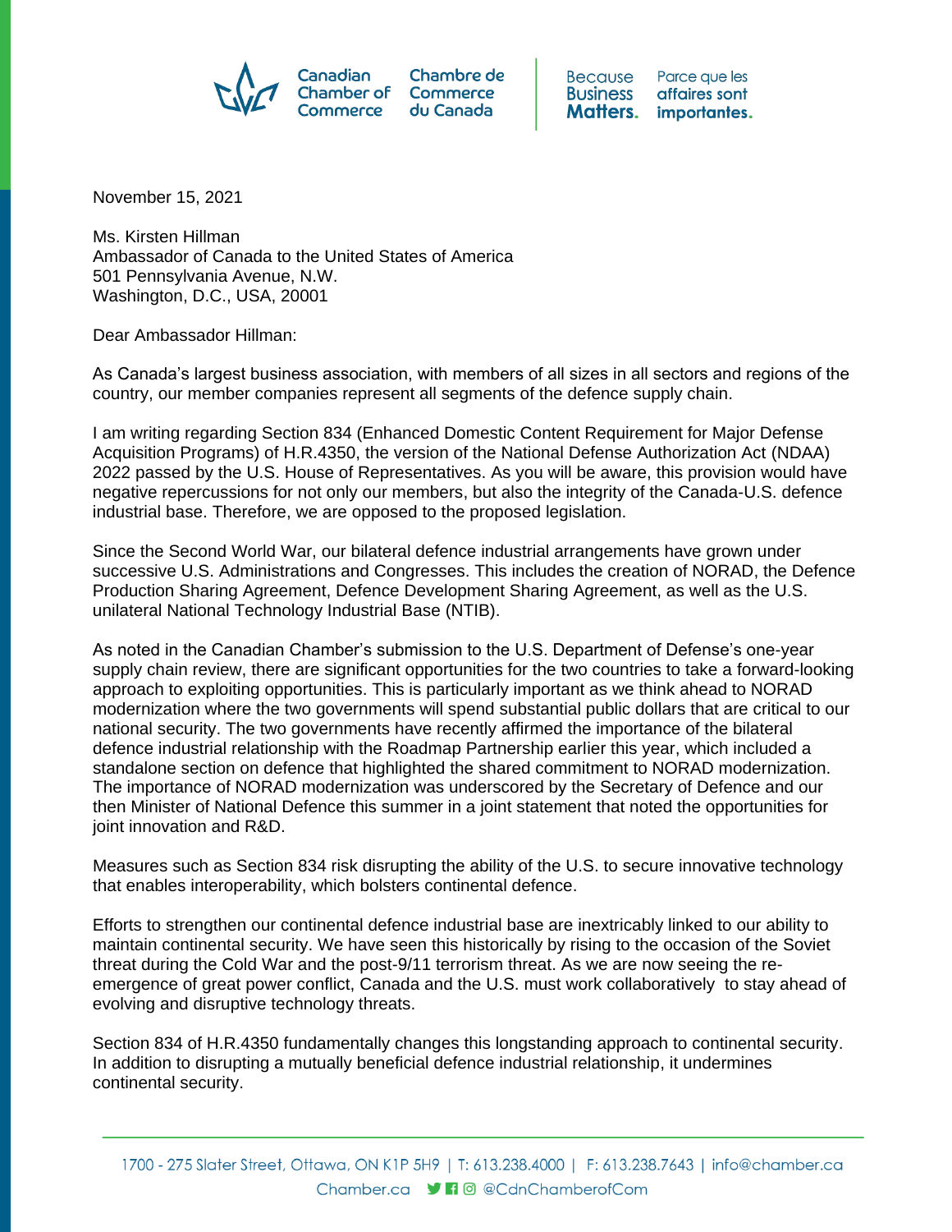Canadian Chamber of Commerce | Chambre de Commerce du Canada

Because Business Matters. | Parce que les affaires sont importantes.

November 15, 2021

Ms. Kirsten Hillman
Ambassador of Canada to the United States of America
501 Pennsylvania Avenue, N.W.
Washington, D.C., USA, 20001

Dear Ambassador Hillman:

As Canada's largest business association, with members of all sizes in all sectors and regions of the country, our member companies represent all segments of the defence supply chain.

I am writing regarding Section 834 (Enhanced Domestic Content Requirement for Major Defense Acquisition Programs) of H.R.4350, the version of the National Defense Authorization Act (NDAA) 2022 passed by the U.S. House of Representatives. As you will be aware, this provision would have negative repercussions for not only our members, but also the integrity of the Canada-U.S. defence industrial base. Therefore, we are opposed to the proposed legislation.

Since the Second World War, our bilateral defence industrial arrangements have grown under successive U.S. Administrations and Congresses. This includes the creation of NORAD, the Defence Production Sharing Agreement, Defence Development Sharing Agreement, as well as the U.S. unilateral National Technology Industrial Base (NTIB).

As noted in the Canadian Chamber's submission to the U.S. Department of Defense's one-year supply chain review, there are significant opportunities for the two countries to take a forward-looking approach to exploiting opportunities. This is particularly important as we think ahead to NORAD modernization where the two governments will spend substantial public dollars that are critical to our national security. The two governments have recently affirmed the importance of the bilateral defence industrial relationship with the Roadmap Partnership earlier this year, which included a standalone section on defence that highlighted the shared commitment to NORAD modernization. The importance of NORAD modernization was underscored by the Secretary of Defence and our then Minister of National Defence this summer in a joint statement that noted the opportunities for joint innovation and R&D.

Measures such as Section 834 risk disrupting the ability of the U.S. to secure innovative technology that enables interoperability, which bolsters continental defence.

Efforts to strengthen our continental defence industrial base are inextricably linked to our ability to maintain continental security. We have seen this historically by rising to the occasion of the Soviet threat during the Cold War and the post-9/11 terrorism threat. As we are now seeing the re-emergence of great power conflict, Canada and the U.S. must work collaboratively to stay ahead of evolving and disruptive technology threats.

Section 834 of H.R.4350 fundamentally changes this longstanding approach to continental security. In addition to disrupting a mutually beneficial defence industrial relationship, it undermines continental security.

1700 - 275 Slater Street, Ottawa, ON K1P 5H9 | T: 613.238.4000 | F: 613.238.7643 | info@chamber.ca
Chamber.ca @CdnChamberofCom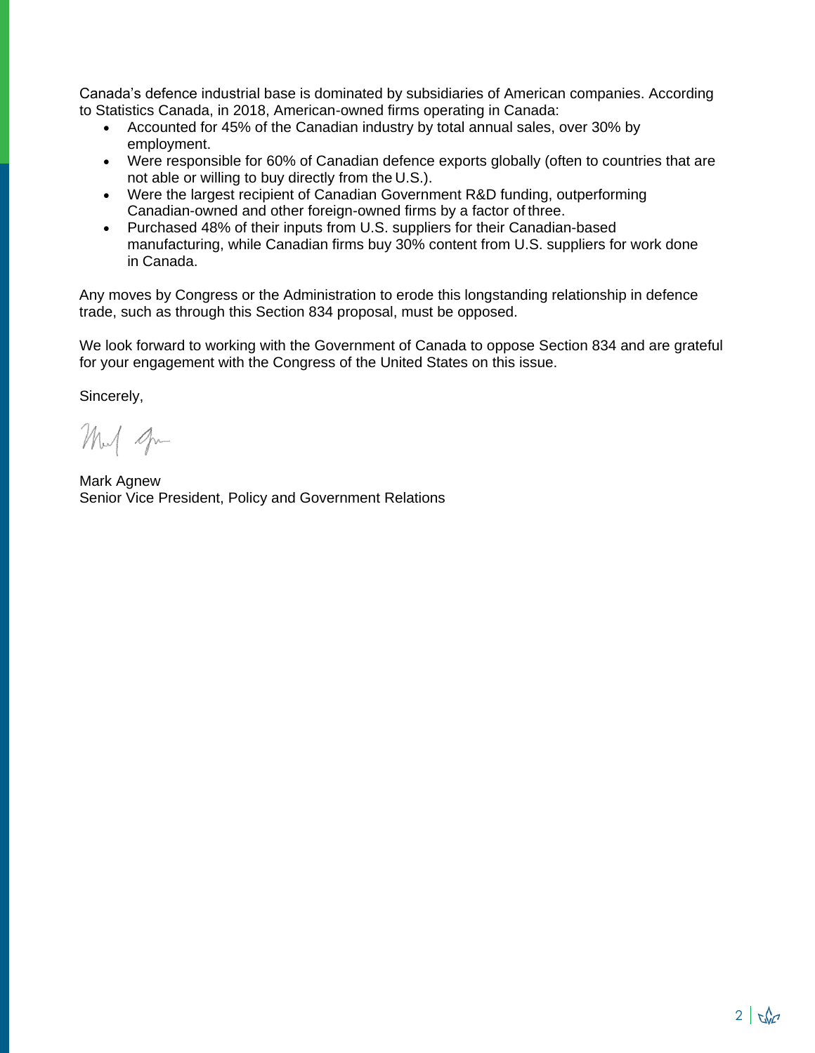Canada's defence industrial base is dominated by subsidiaries of American companies. According to Statistics Canada, in 2018, American-owned firms operating in Canada:

- Accounted for 45% of the Canadian industry by total annual sales, over 30% by employment.
- Were responsible for 60% of Canadian defence exports globally (often to countries that are not able or willing to buy directly from the U.S.).
- Were the largest recipient of Canadian Government R&D funding, outperforming Canadian-owned and other foreign-owned firms by a factor of three.
- Purchased 48% of their inputs from U.S. suppliers for their Canadian-based manufacturing, while Canadian firms buy 30% content from U.S. suppliers for work done in Canada.

Any moves by Congress or the Administration to erode this longstanding relationship in defence trade, such as through this Section 834 proposal, must be opposed.

We look forward to working with the Government of Canada to oppose Section 834 and are grateful for your engagement with the Congress of the United States on this issue.

Sincerely,

Mark Agnew
Senior Vice President, Policy and Government Relations